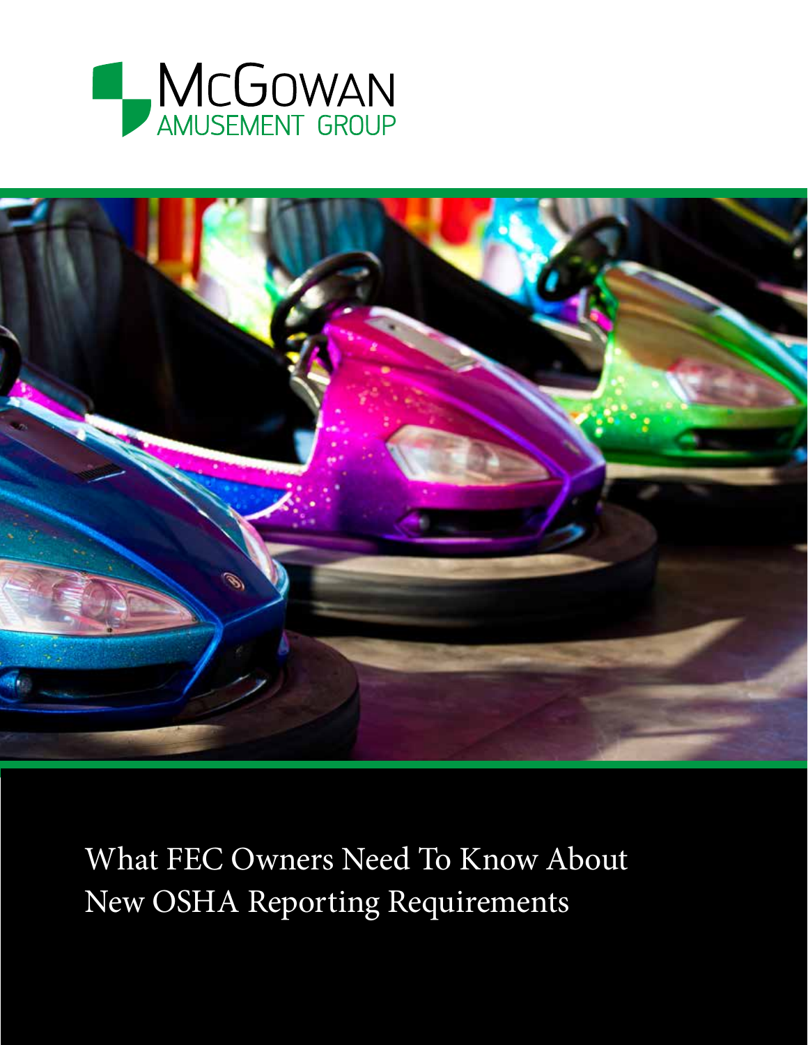McGowan Amusement Group

# What FEC Owners Need To Know About New OSHA Reporting Requirements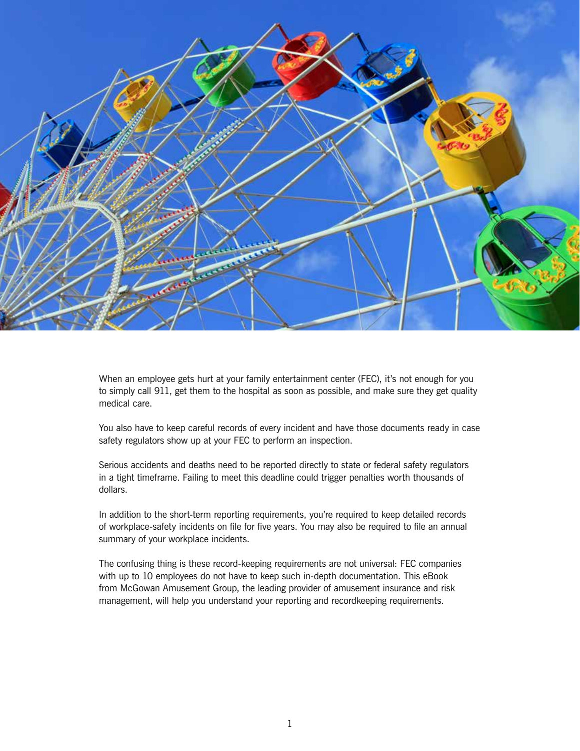When an employee gets hurt at your family entertainment center (FEC), it's not enough for you to simply call 911, get them to the hospital as soon as possible, and make sure they get quality medical care.

You also have to keep careful records of every incident and have those documents ready in case safety regulators show up at your FEC to perform an inspection.

Serious accidents and deaths need to be reported directly to state or federal safety regulators in a tight timeframe. Failing to meet this deadline could trigger penalties worth thousands of dollars.

In addition to the short-term reporting requirements, you're required to keep detailed records of workplace-safety incidents on file for five years. You may also be required to file an annual summary of your workplace incidents.

The confusing thing is these record-keeping requirements are not universal: FEC companies with up to 10 employees do not have to keep such in-depth documentation. This eBook from McGowan Amusement Group, the leading provider of amusement insurance and risk management, will help you understand your reporting and recordkeeping requirements.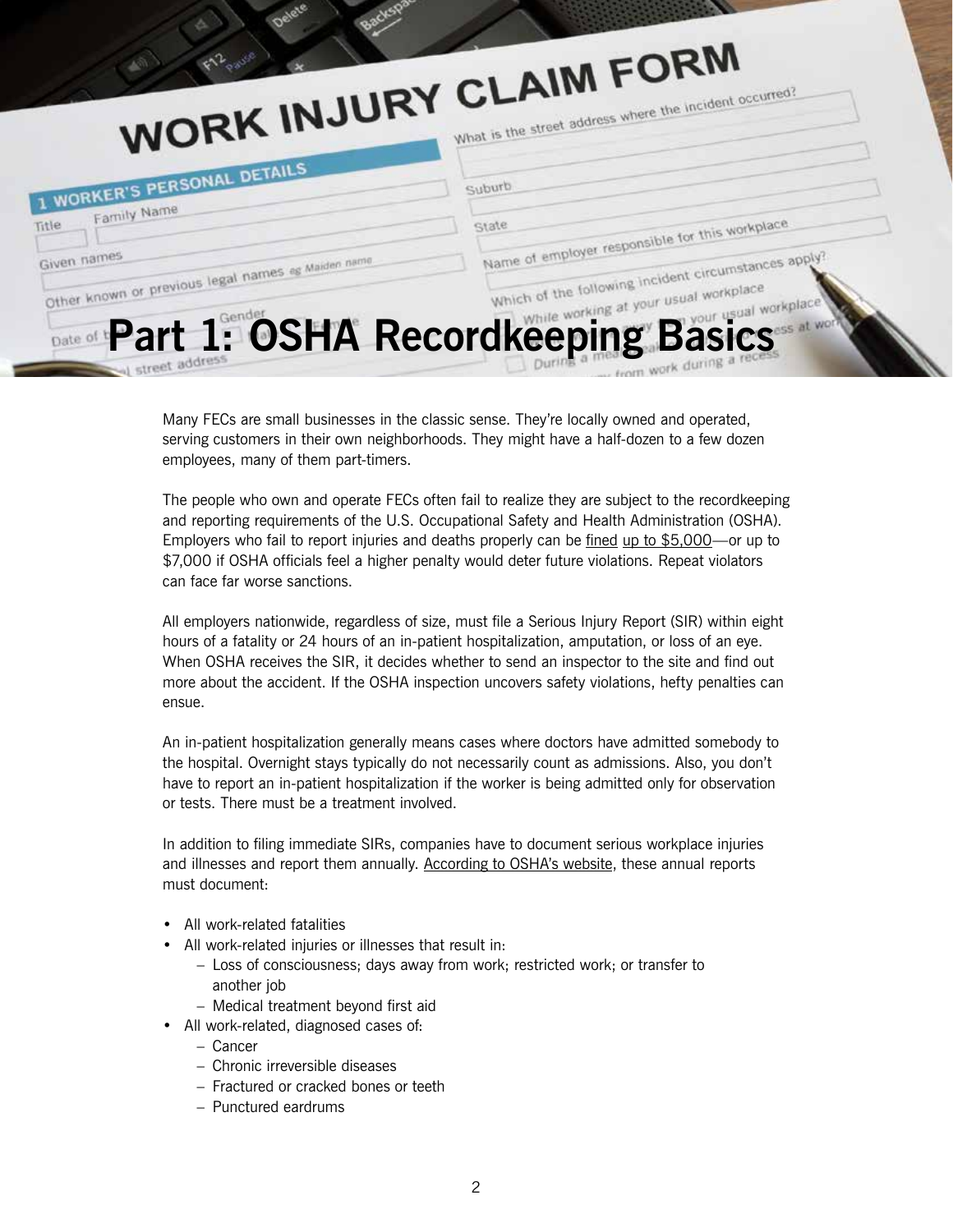# Part 1: OSHA Recordkeeping Basics

Many FECs are small businesses in the classic sense. They're locally owned and operated, serving customers in their own neighborhoods. They might have a half-dozen to a few dozen employees, many of them part-timers.

The people who own and operate FECs often fail to realize they are subject to the recordkeeping and reporting requirements of the U.S. Occupational Safety and Health Administration (OSHA). Employers who fail to report injuries and deaths properly can be fined up to $5,000—or up to $7,000 if OSHA officials feel a higher penalty would deter future violations. Repeat violators can face far worse sanctions.

All employers nationwide, regardless of size, must file a Serious Injury Report (SIR) within eight hours of a fatality or 24 hours of an in-patient hospitalization, amputation, or loss of an eye. When OSHA receives the SIR, it decides whether to send an inspector to the site and find out more about the accident. If the OSHA inspection uncovers safety violations, hefty penalties can ensue.

An in-patient hospitalization generally means cases where doctors have admitted somebody to the hospital. Overnight stays typically do not necessarily count as admissions. Also, you don't have to report an in-patient hospitalization if the worker is being admitted only for observation or tests. There must be a treatment involved.

In addition to filing immediate SIRs, companies have to document serious workplace injuries and illnesses and report them annually. According to OSHA's website, these annual reports must document:

- All work-related fatalities
- All work-related injuries or illnesses that result in:
  - Loss of consciousness; days away from work; restricted work; or transfer to another job
  - Medical treatment beyond first aid
- All work-related, diagnosed cases of:
  - Cancer
  - Chronic irreversible diseases
  - Fractured or cracked bones or teeth
  - Punctured eardrums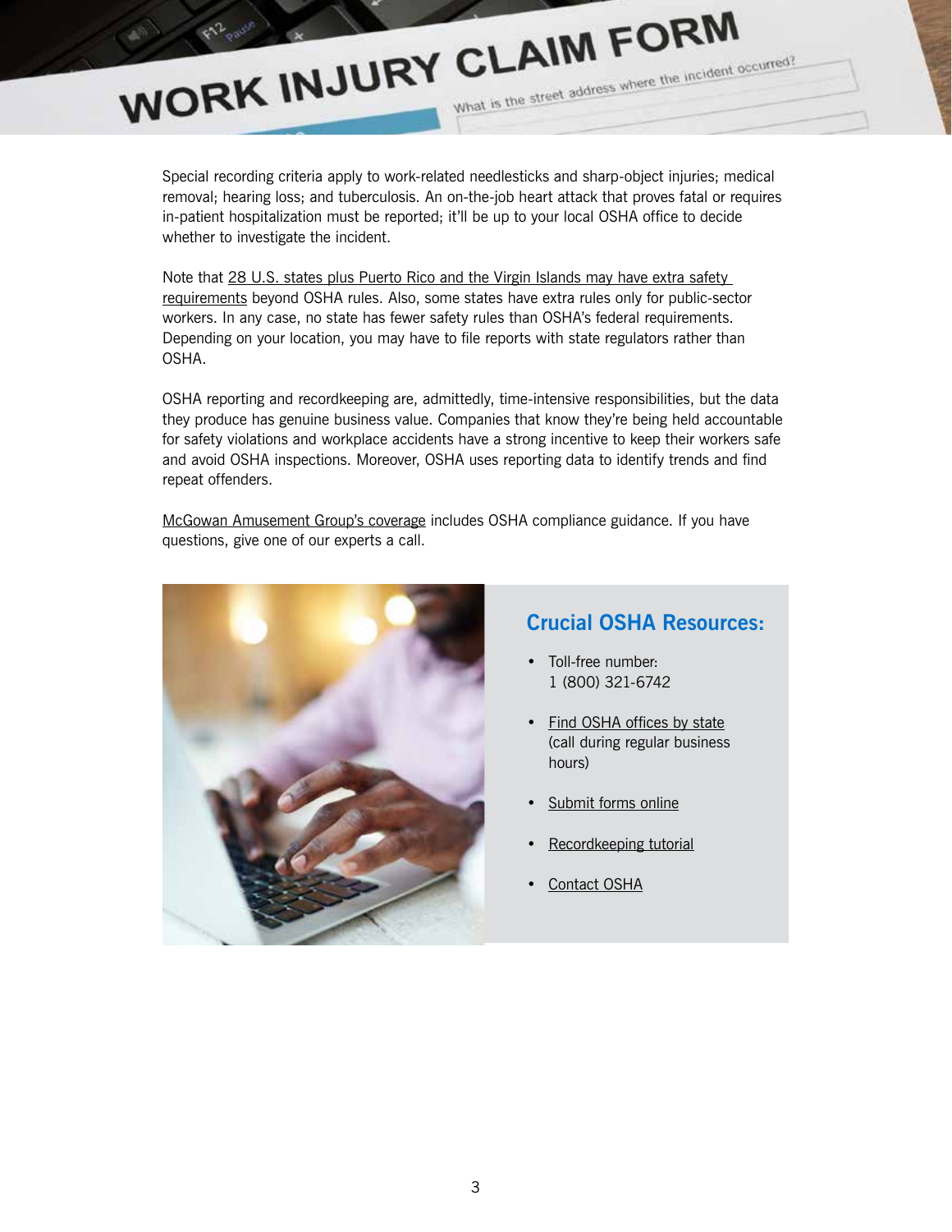Special recording criteria apply to work-related needlesticks and sharp-object injuries; medical removal; hearing loss; and tuberculosis. An on-the-job heart attack that proves fatal or requires in-patient hospitalization must be reported; it'll be up to your local OSHA office to decide whether to investigate the incident.

Note that 28 U.S. states plus Puerto Rico and the Virgin Islands may have extra safety requirements beyond OSHA rules. Also, some states have extra rules only for public-sector workers. In any case, no state has fewer safety rules than OSHA's federal requirements. Depending on your location, you may have to file reports with state regulators rather than OSHA.

OSHA reporting and recordkeeping are, admittedly, time-intensive responsibilities, but the data they produce has genuine business value. Companies that know they're being held accountable for safety violations and workplace accidents have a strong incentive to keep their workers safe and avoid OSHA inspections. Moreover, OSHA uses reporting data to identify trends and find repeat offenders.

McGowan Amusement Group's coverage includes OSHA compliance guidance. If you have questions, give one of our experts a call.

## Crucial OSHA Resources:

- Toll-free number: 1 (800) 321-6742
- Find OSHA offices by state (call during regular business hours)
- Submit forms online
- Recordkeeping tutorial
- Contact OSHA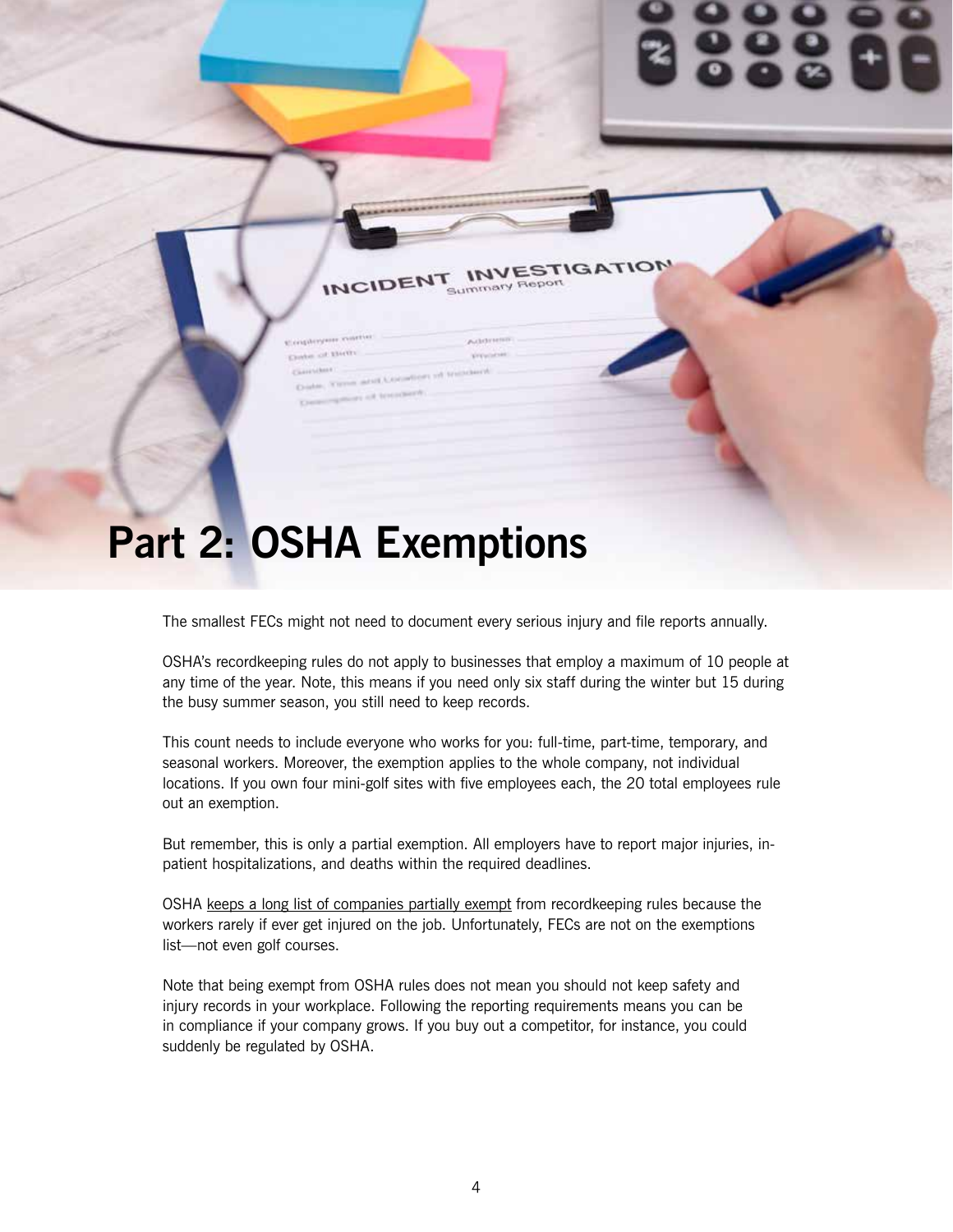# Part 2: OSHA Exemptions

The smallest FECs might not need to document every serious injury and file reports annually.

OSHA's recordkeeping rules do not apply to businesses that employ a maximum of 10 people at any time of the year. Note, this means if you need only six staff during the winter but 15 during the busy summer season, you still need to keep records.

This count needs to include everyone who works for you: full-time, part-time, temporary, and seasonal workers. Moreover, the exemption applies to the whole company, not individual locations. If you own four mini-golf sites with five employees each, the 20 total employees rule out an exemption.

But remember, this is only a partial exemption. All employers have to report major injuries, in-patient hospitalizations, and deaths within the required deadlines.

OSHA keeps a long list of companies partially exempt from recordkeeping rules because the workers rarely if ever get injured on the job. Unfortunately, FECs are not on the exemptions list—not even golf courses.

Note that being exempt from OSHA rules does not mean you should not keep safety and injury records in your workplace. Following the reporting requirements means you can be in compliance if your company grows. If you buy out a competitor, for instance, you could suddenly be regulated by OSHA.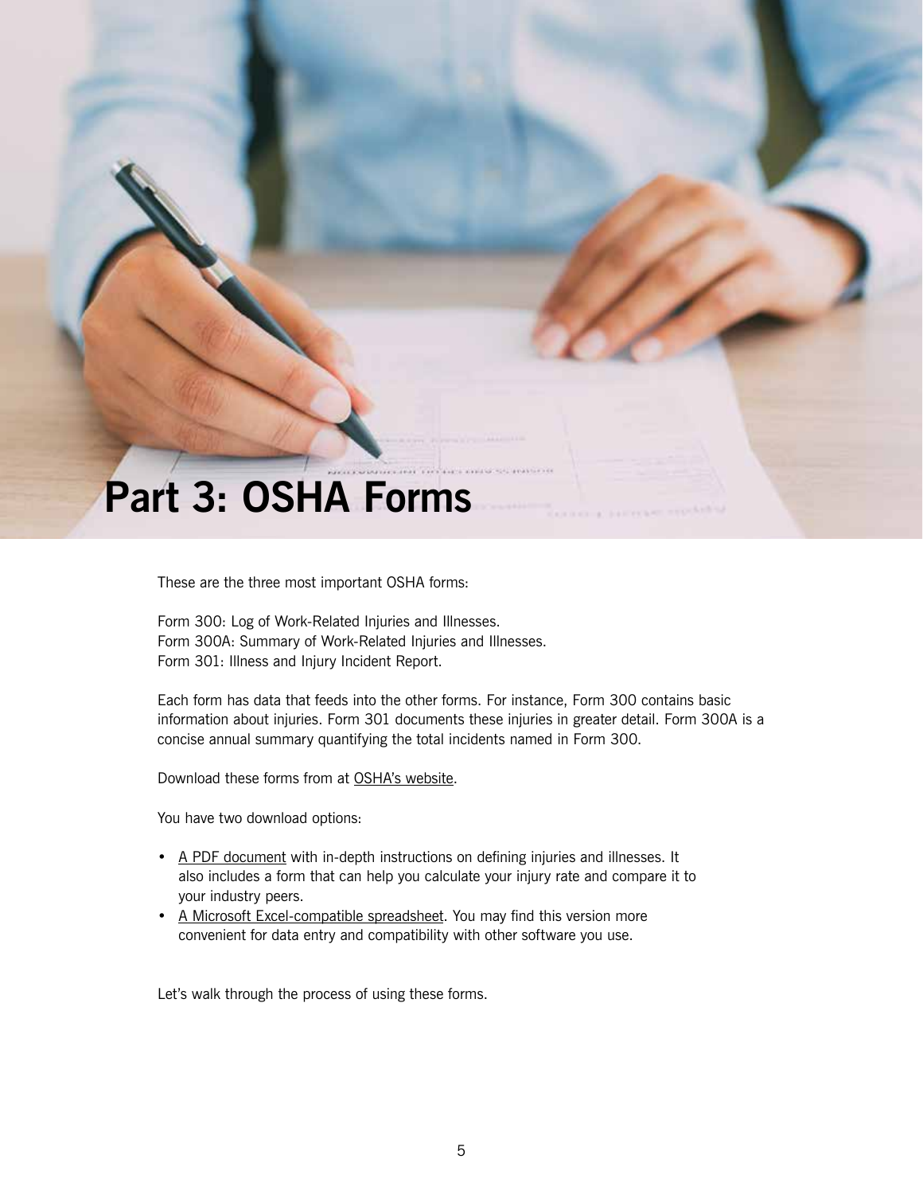# Part 3: OSHA Forms

These are the three most important OSHA forms:

Form 300: Log of Work-Related Injuries and Illnesses.
Form 300A: Summary of Work-Related Injuries and Illnesses.
Form 301: Illness and Injury Incident Report.

Each form has data that feeds into the other forms. For instance, Form 300 contains basic information about injuries. Form 301 documents these injuries in greater detail. Form 300A is a concise annual summary quantifying the total incidents named in Form 300.

Download these forms from at OSHA's website.

You have two download options:

- A PDF document with in-depth instructions on defining injuries and illnesses. It also includes a form that can help you calculate your injury rate and compare it to your industry peers.
- A Microsoft Excel-compatible spreadsheet. You may find this version more convenient for data entry and compatibility with other software you use.

Let's walk through the process of using these forms.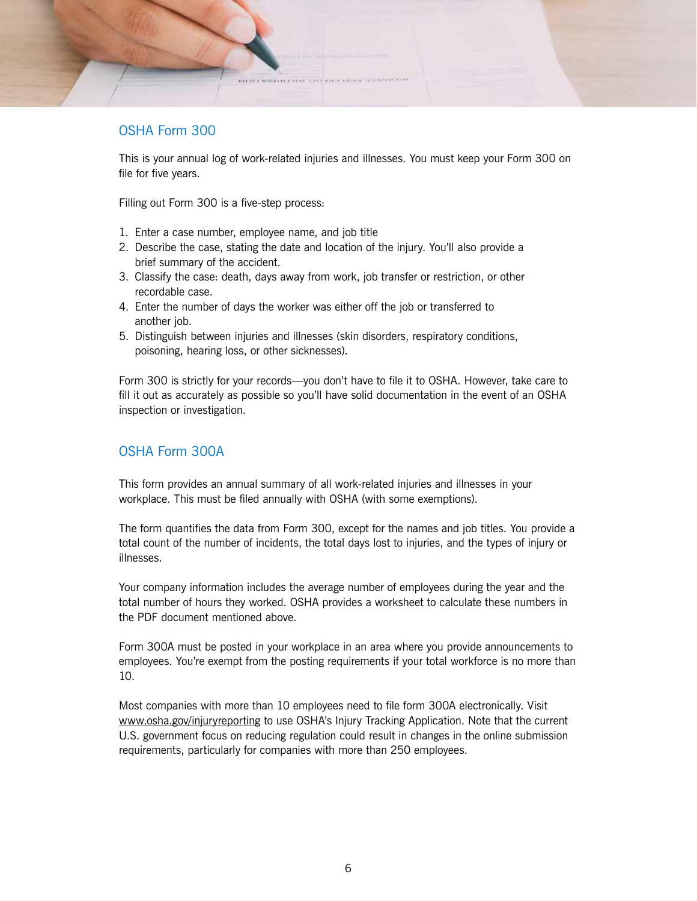## OSHA Form 300

This is your annual log of work-related injuries and illnesses. You must keep your Form 300 on file for five years.

Filling out Form 300 is a five-step process:

1. Enter a case number, employee name, and job title
2. Describe the case, stating the date and location of the injury. You'll also provide a brief summary of the accident.
3. Classify the case: death, days away from work, job transfer or restriction, or other recordable case.
4. Enter the number of days the worker was either off the job or transferred to another job.
5. Distinguish between injuries and illnesses (skin disorders, respiratory conditions, poisoning, hearing loss, or other sicknesses).

Form 300 is strictly for your records—you don't have to file it to OSHA. However, take care to fill it out as accurately as possible so you'll have solid documentation in the event of an OSHA inspection or investigation.

## OSHA Form 300A

This form provides an annual summary of all work-related injuries and illnesses in your workplace. This must be filed annually with OSHA (with some exemptions).

The form quantifies the data from Form 300, except for the names and job titles. You provide a total count of the number of incidents, the total days lost to injuries, and the types of injury or illnesses.

Your company information includes the average number of employees during the year and the total number of hours they worked. OSHA provides a worksheet to calculate these numbers in the PDF document mentioned above.

Form 300A must be posted in your workplace in an area where you provide announcements to employees. You're exempt from the posting requirements if your total workforce is no more than 10.

Most companies with more than 10 employees need to file form 300A electronically. Visit www.osha.gov/injuryreporting to use OSHA's Injury Tracking Application. Note that the current U.S. government focus on reducing regulation could result in changes in the online submission requirements, particularly for companies with more than 250 employees.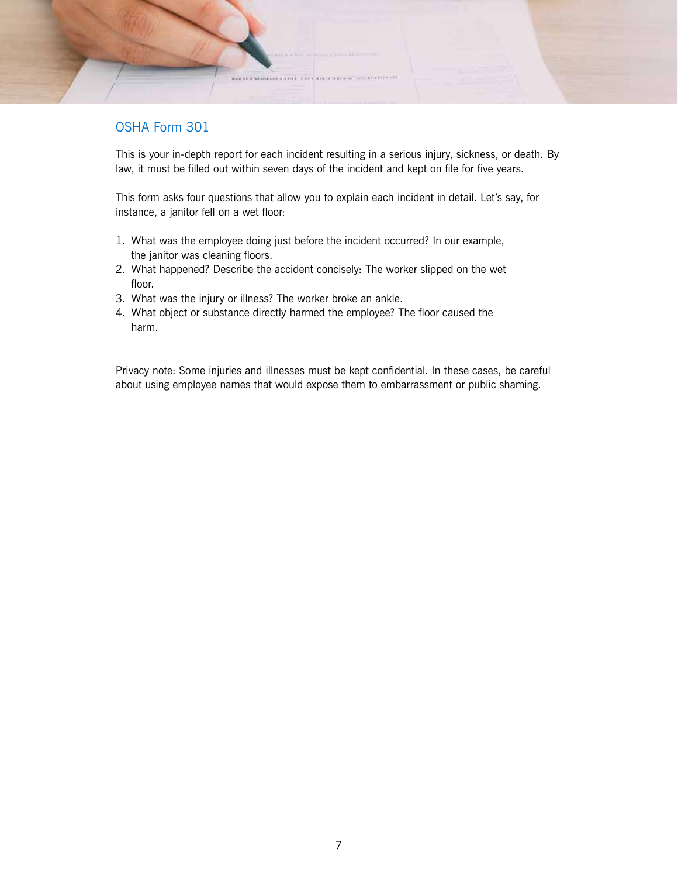## OSHA Form 301

This is your in-depth report for each incident resulting in a serious injury, sickness, or death. By law, it must be filled out within seven days of the incident and kept on file for five years.

This form asks four questions that allow you to explain each incident in detail. Let's say, for instance, a janitor fell on a wet floor:

1. What was the employee doing just before the incident occurred? In our example, the janitor was cleaning floors.
2. What happened? Describe the accident concisely: The worker slipped on the wet floor.
3. What was the injury or illness? The worker broke an ankle.
4. What object or substance directly harmed the employee? The floor caused the harm.

Privacy note: Some injuries and illnesses must be kept confidential. In these cases, be careful about using employee names that would expose them to embarrassment or public shaming.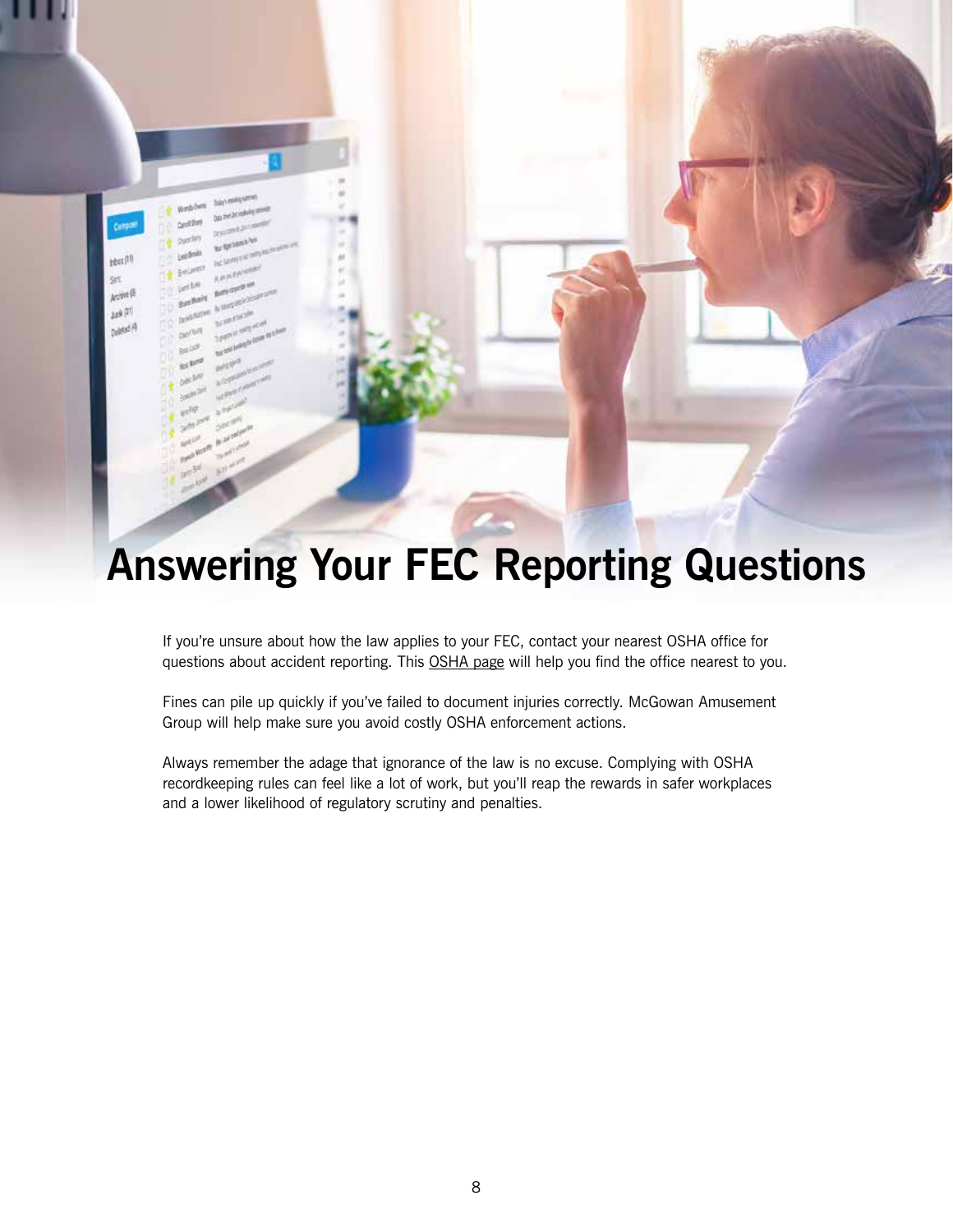# Answering Your FEC Reporting Questions

If you're unsure about how the law applies to your FEC, contact your nearest OSHA office for questions about accident reporting. This OSHA page will help you find the office nearest to you.

Fines can pile up quickly if you've failed to document injuries correctly. McGowan Amusement Group will help make sure you avoid costly OSHA enforcement actions.

Always remember the adage that ignorance of the law is no excuse. Complying with OSHA recordkeeping rules can feel like a lot of work, but you'll reap the rewards in safer workplaces and a lower likelihood of regulatory scrutiny and penalties.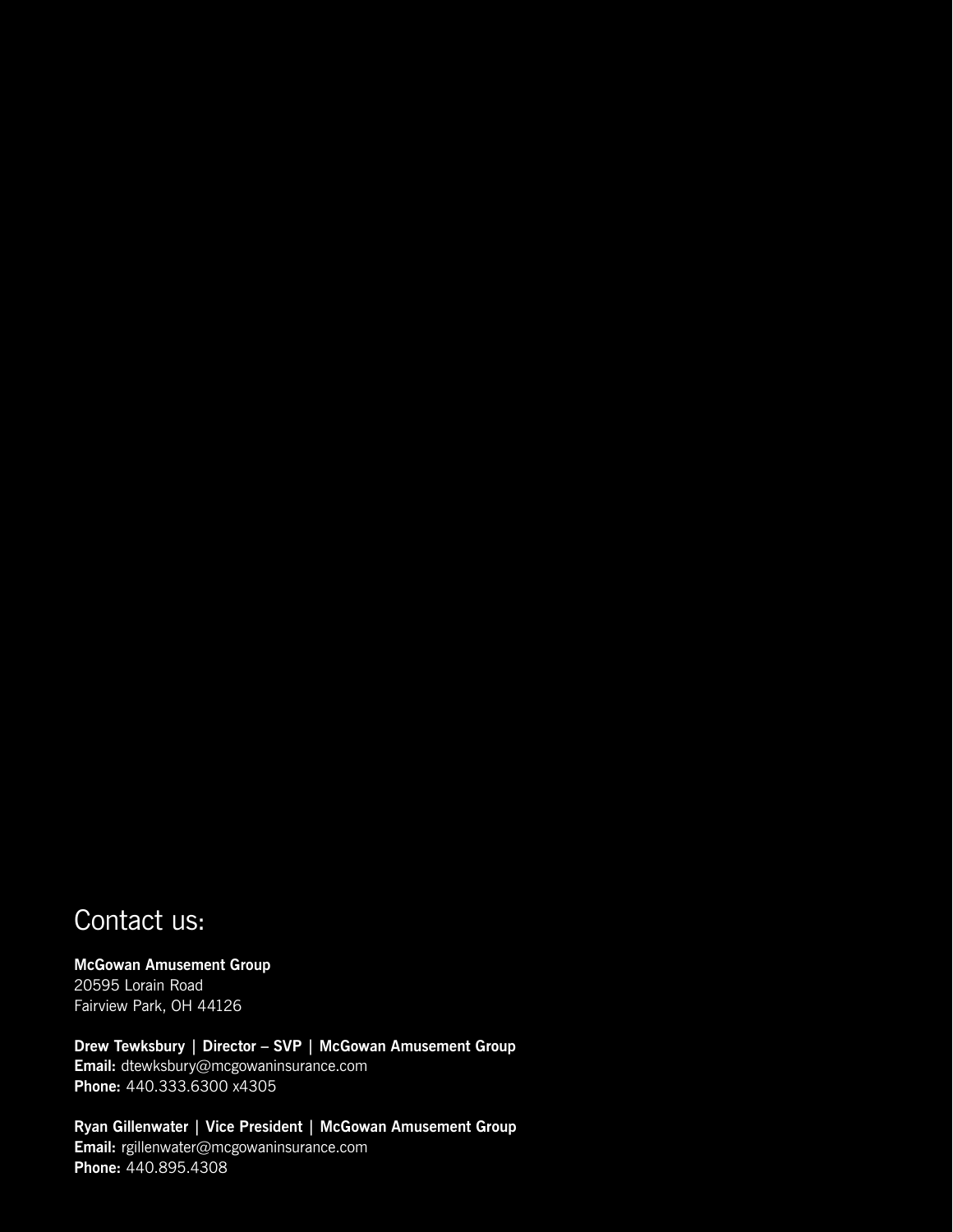## Contact us:

**McGowan Amusement Group**
20595 Lorain Road
Fairview Park, OH 44126

**Drew Tewksbury | Director – SVP | McGowan Amusement Group**
**Email:** dtewksbury@mcgowaninsurance.com
**Phone:** 440.333.6300 x4305

**Ryan Gillenwater | Vice President | McGowan Amusement Group**
**Email:** rgillenwater@mcgowaninsurance.com
**Phone:** 440.895.4308